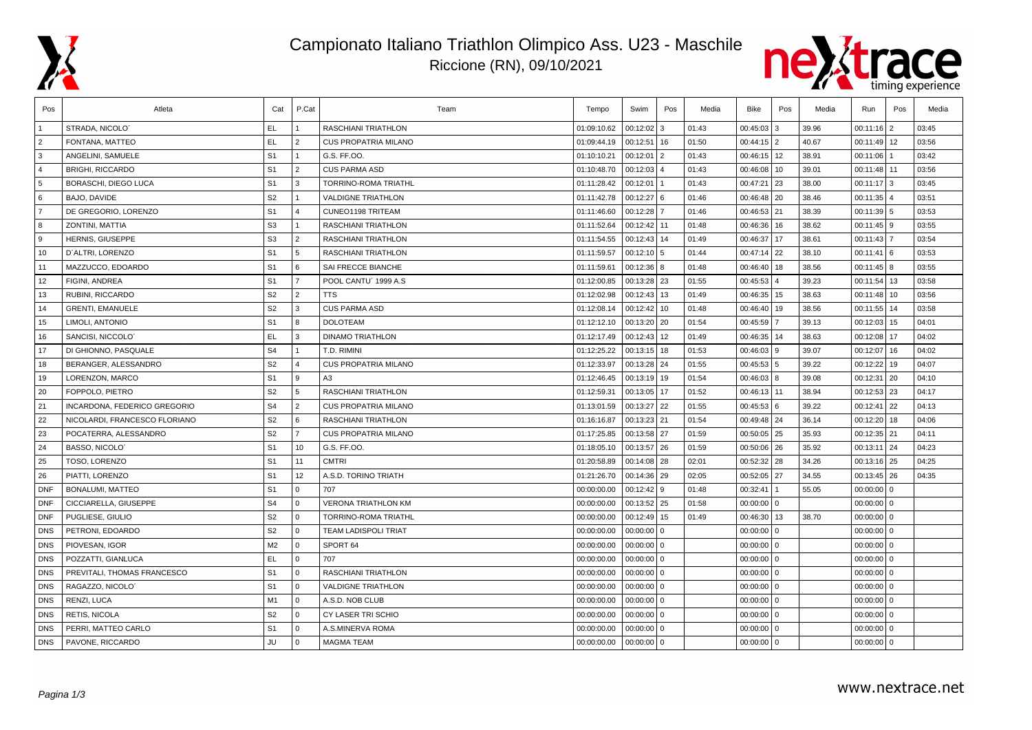# Campionato Italiano Triathlon Olimpico Ass. U23 - Maschile

Riccione (RN), 09/10/2021

| Pos | Atleta | Cat | P.Cat | Team | Tempo | Swim | Pos | Media | Bike | Pos | Media | Run | Pos | Media |
|---|---|---|---|---|---|---|---|---|---|---|---|---|---|---|
| 1 | STRADA, NICOLO´ | EL | 1 | RASCHIANI TRIATHLON | 01:09:10.62 | 00:12:02 | 3 | 01:43 | 00:45:03 | 3 | 39.96 | 00:11:16 | 2 | 03:45 |
| 2 | FONTANA, MATTEO | EL | 2 | CUS PROPATRIA MILANO | 01:09:44.19 | 00:12:51 | 16 | 01:50 | 00:44:15 | 2 | 40.67 | 00:11:49 | 12 | 03:56 |
| 3 | ANGELINI, SAMUELE | S1 | 1 | G.S. FF.OO. | 01:10:10.21 | 00:12:01 | 2 | 01:43 | 00:46:15 | 12 | 38.91 | 00:11:06 | 1 | 03:42 |
| 4 | BRIGHI, RICCARDO | S1 | 2 | CUS PARMA ASD | 01:10:48.70 | 00:12:03 | 4 | 01:43 | 00:46:08 | 10 | 39.01 | 00:11:48 | 11 | 03:56 |
| 5 | BORASCHI, DIEGO LUCA | S1 | 3 | TORRINO-ROMA TRIATHL | 01:11:28.42 | 00:12:01 | 1 | 01:43 | 00:47:21 | 23 | 38.00 | 00:11:17 | 3 | 03:45 |
| 6 | BAJO, DAVIDE | S2 | 1 | VALDIGNE TRIATHLON | 01:11:42.78 | 00:12:27 | 6 | 01:46 | 00:46:48 | 20 | 38.46 | 00:11:35 | 4 | 03:51 |
| 7 | DE GREGORIO, LORENZO | S1 | 4 | CUNEO1198 TRITEAM | 01:11:46.60 | 00:12:28 | 7 | 01:46 | 00:46:53 | 21 | 38.39 | 00:11:39 | 5 | 03:53 |
| 8 | ZONTINI, MATTIA | S3 | 1 | RASCHIANI TRIATHLON | 01:11:52.64 | 00:12:42 | 11 | 01:48 | 00:46:36 | 16 | 38.62 | 00:11:45 | 9 | 03:55 |
| 9 | HERNIS, GIUSEPPE | S3 | 2 | RASCHIANI TRIATHLON | 01:11:54.55 | 00:12:43 | 14 | 01:49 | 00:46:37 | 17 | 38.61 | 00:11:43 | 7 | 03:54 |
| 10 | D´ALTRI, LORENZO | S1 | 5 | RASCHIANI TRIATHLON | 01:11:59.57 | 00:12:10 | 5 | 01:44 | 00:47:14 | 22 | 38.10 | 00:11:41 | 6 | 03:53 |
| 11 | MAZZUCCO, EDOARDO | S1 | 6 | SAI FRECCE BIANCHE | 01:11:59.61 | 00:12:36 | 8 | 01:48 | 00:46:40 | 18 | 38.56 | 00:11:45 | 8 | 03:55 |
| 12 | FIGINI, ANDREA | S1 | 7 | POOL CANTU´ 1999 A.S | 01:12:00.85 | 00:13:28 | 23 | 01:55 | 00:45:53 | 4 | 39.23 | 00:11:54 | 13 | 03:58 |
| 13 | RUBINI, RICCARDO | S2 | 2 | TTS | 01:12:02.98 | 00:12:43 | 13 | 01:49 | 00:46:35 | 15 | 38.63 | 00:11:48 | 10 | 03:56 |
| 14 | GRENTI, EMANUELE | S2 | 3 | CUS PARMA ASD | 01:12:08.14 | 00:12:42 | 10 | 01:48 | 00:46:40 | 19 | 38.56 | 00:11:55 | 14 | 03:58 |
| 15 | LIMOLI, ANTONIO | S1 | 8 | DOLOTEAM | 01:12:12.10 | 00:13:20 | 20 | 01:54 | 00:45:59 | 7 | 39.13 | 00:12:03 | 15 | 04:01 |
| 16 | SANCISI, NICCOLO´ | EL | 3 | DINAMO TRIATHLON | 01:12:17.49 | 00:12:43 | 12 | 01:49 | 00:46:35 | 14 | 38.63 | 00:12:08 | 17 | 04:02 |
| 17 | DI GHIONNO, PASQUALE | S4 | 1 | T.D. RIMINI | 01:12:25.22 | 00:13:15 | 18 | 01:53 | 00:46:03 | 9 | 39.07 | 00:12:07 | 16 | 04:02 |
| 18 | BERANGER, ALESSANDRO | S2 | 4 | CUS PROPATRIA MILANO | 01:12:33.97 | 00:13:28 | 24 | 01:55 | 00:45:53 | 5 | 39.22 | 00:12:22 | 19 | 04:07 |
| 19 | LORENZON, MARCO | S1 | 9 | A3 | 01:12:46.45 | 00:13:19 | 19 | 01:54 | 00:46:03 | 8 | 39.08 | 00:12:31 | 20 | 04:10 |
| 20 | FOPPOLO, PIETRO | S2 | 5 | RASCHIANI TRIATHLON | 01:12:59.31 | 00:13:05 | 17 | 01:52 | 00:46:13 | 11 | 38.94 | 00:12:53 | 23 | 04:17 |
| 21 | INCARDONA, FEDERICO GREGORIO | S4 | 2 | CUS PROPATRIA MILANO | 01:13:01.59 | 00:13:27 | 22 | 01:55 | 00:45:53 | 6 | 39.22 | 00:12:41 | 22 | 04:13 |
| 22 | NICOLARDI, FRANCESCO FLORIANO | S2 | 6 | RASCHIANI TRIATHLON | 01:16:16.87 | 00:13:23 | 21 | 01:54 | 00:49:48 | 24 | 36.14 | 00:12:20 | 18 | 04:06 |
| 23 | POCATERRA, ALESSANDRO | S2 | 7 | CUS PROPATRIA MILANO | 01:17:25.85 | 00:13:58 | 27 | 01:59 | 00:50:05 | 25 | 35.93 | 00:12:35 | 21 | 04:11 |
| 24 | BASSO, NICOLO´ | S1 | 10 | G.S. FF.OO. | 01:18:05.10 | 00:13:57 | 26 | 01:59 | 00:50:06 | 26 | 35.92 | 00:13:11 | 24 | 04:23 |
| 25 | TOSO, LORENZO | S1 | 11 | CMTRI | 01:20:58.89 | 00:14:08 | 28 | 02:01 | 00:52:32 | 28 | 34.26 | 00:13:16 | 25 | 04:25 |
| 26 | PIATTI, LORENZO | S1 | 12 | A.S.D. TORINO TRIATH | 01:21:26.70 | 00:14:36 | 29 | 02:05 | 00:52:05 | 27 | 34.55 | 00:13:45 | 26 | 04:35 |
| DNF | BONALUMI, MATTEO | S1 | 0 | 707 | 00:00:00.00 | 00:12:42 | 9 | 01:48 | 00:32:41 | 1 | 55.05 | 00:00:00 | 0 | |
| DNF | CICCIARELLA, GIUSEPPE | S4 | 0 | VERONA TRIATHLON KM | 00:00:00.00 | 00:13:52 | 25 | 01:58 | 00:00:00 | 0 | | 00:00:00 | 0 | |
| DNF | PUGLIESE, GIULIO | S2 | 0 | TORRINO-ROMA TRIATHL | 00:00:00.00 | 00:12:49 | 15 | 01:49 | 00:46:30 | 13 | 38.70 | 00:00:00 | 0 | |
| DNS | PETRONI, EDOARDO | S2 | 0 | TEAM LADISPOLI TRIAT | 00:00:00.00 | 00:00:00 | 0 | | 00:00:00 | 0 | | 00:00:00 | 0 | |
| DNS | PIOVESAN, IGOR | M2 | 0 | SPORT 64 | 00:00:00.00 | 00:00:00 | 0 | | 00:00:00 | 0 | | 00:00:00 | 0 | |
| DNS | POZZATTI, GIANLUCA | EL | 0 | 707 | 00:00:00.00 | 00:00:00 | 0 | | 00:00:00 | 0 | | 00:00:00 | 0 | |
| DNS | PREVITALI, THOMAS FRANCESCO | S1 | 0 | RASCHIANI TRIATHLON | 00:00:00.00 | 00:00:00 | 0 | | 00:00:00 | 0 | | 00:00:00 | 0 | |
| DNS | RAGAZZO, NICOLO´ | S1 | 0 | VALDIGNE TRIATHLON | 00:00:00.00 | 00:00:00 | 0 | | 00:00:00 | 0 | | 00:00:00 | 0 | |
| DNS | RENZI, LUCA | M1 | 0 | A.S.D. NOB CLUB | 00:00:00.00 | 00:00:00 | 0 | | 00:00:00 | 0 | | 00:00:00 | 0 | |
| DNS | RETIS, NICOLA | S2 | 0 | CY LASER TRI SCHIO | 00:00:00.00 | 00:00:00 | 0 | | 00:00:00 | 0 | | 00:00:00 | 0 | |
| DNS | PERRI, MATTEO CARLO | S1 | 0 | A.S.MINERVA ROMA | 00:00:00.00 | 00:00:00 | 0 | | 00:00:00 | 0 | | 00:00:00 | 0 | |
| DNS | PAVONE, RICCARDO | JU | 0 | MAGMA TEAM | 00:00:00.00 | 00:00:00 | 0 | | 00:00:00 | 0 | | 00:00:00 | 0 | |

www.nextrace.net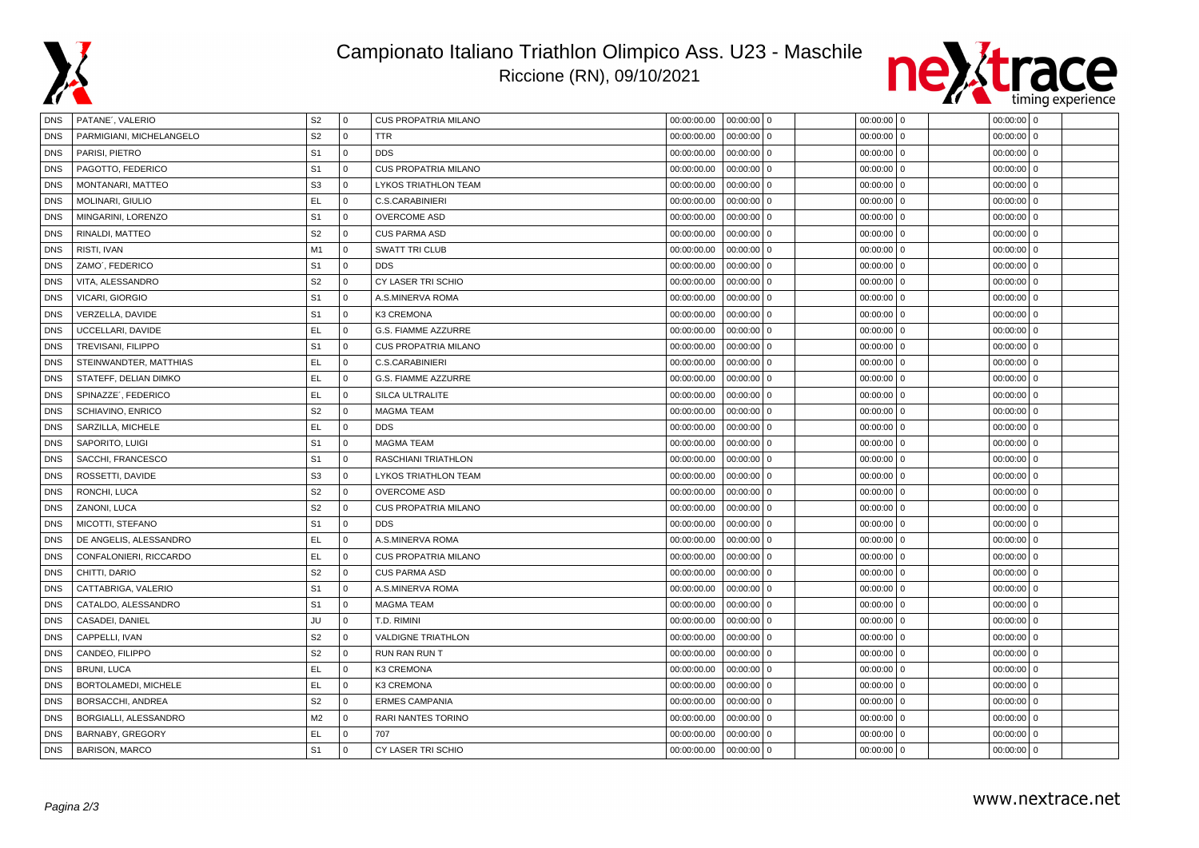# Campionato Italiano Triathlon Olimpico Ass. U23 - Maschile

Riccione (RN), 09/10/2021

| | | | | | | | | | | | | | |
|---|---|---|---|---|---|---|---|---|---|---|---|---|---|
| DNS | PATANE´, VALERIO | S2 | 0 | CUS PROPATRIA MILANO | 00:00:00.00 | 00:00:00 | 0 | | 00:00:00 | 0 | | 00:00:00 | 0 |
| DNS | PARMIGIANI, MICHELANGELO | S2 | 0 | TTR | 00:00:00.00 | 00:00:00 | 0 | | 00:00:00 | 0 | | 00:00:00 | 0 |
| DNS | PARISI, PIETRO | S1 | 0 | DDS | 00:00:00.00 | 00:00:00 | 0 | | 00:00:00 | 0 | | 00:00:00 | 0 |
| DNS | PAGOTTO, FEDERICO | S1 | 0 | CUS PROPATRIA MILANO | 00:00:00.00 | 00:00:00 | 0 | | 00:00:00 | 0 | | 00:00:00 | 0 |
| DNS | MONTANARI, MATTEO | S3 | 0 | LYKOS TRIATHLON TEAM | 00:00:00.00 | 00:00:00 | 0 | | 00:00:00 | 0 | | 00:00:00 | 0 |
| DNS | MOLINARI, GIULIO | EL | 0 | C.S.CARABINIERI | 00:00:00.00 | 00:00:00 | 0 | | 00:00:00 | 0 | | 00:00:00 | 0 |
| DNS | MINGARINI, LORENZO | S1 | 0 | OVERCOME ASD | 00:00:00.00 | 00:00:00 | 0 | | 00:00:00 | 0 | | 00:00:00 | 0 |
| DNS | RINALDI, MATTEO | S2 | 0 | CUS PARMA ASD | 00:00:00.00 | 00:00:00 | 0 | | 00:00:00 | 0 | | 00:00:00 | 0 |
| DNS | RISTI, IVAN | M1 | 0 | SWATT TRI CLUB | 00:00:00.00 | 00:00:00 | 0 | | 00:00:00 | 0 | | 00:00:00 | 0 |
| DNS | ZAMO´, FEDERICO | S1 | 0 | DDS | 00:00:00.00 | 00:00:00 | 0 | | 00:00:00 | 0 | | 00:00:00 | 0 |
| DNS | VITA, ALESSANDRO | S2 | 0 | CY LASER TRI SCHIO | 00:00:00.00 | 00:00:00 | 0 | | 00:00:00 | 0 | | 00:00:00 | 0 |
| DNS | VICARI, GIORGIO | S1 | 0 | A.S.MINERVA ROMA | 00:00:00.00 | 00:00:00 | 0 | | 00:00:00 | 0 | | 00:00:00 | 0 |
| DNS | VERZELLA, DAVIDE | S1 | 0 | K3 CREMONA | 00:00:00.00 | 00:00:00 | 0 | | 00:00:00 | 0 | | 00:00:00 | 0 |
| DNS | UCCELLARI, DAVIDE | EL | 0 | G.S. FIAMME AZZURRE | 00:00:00.00 | 00:00:00 | 0 | | 00:00:00 | 0 | | 00:00:00 | 0 |
| DNS | TREVISANI, FILIPPO | S1 | 0 | CUS PROPATRIA MILANO | 00:00:00.00 | 00:00:00 | 0 | | 00:00:00 | 0 | | 00:00:00 | 0 |
| DNS | STEINWANDTER, MATTHIAS | EL | 0 | C.S.CARABINIERI | 00:00:00.00 | 00:00:00 | 0 | | 00:00:00 | 0 | | 00:00:00 | 0 |
| DNS | STATEFF, DELIAN DIMKO | EL | 0 | G.S. FIAMME AZZURRE | 00:00:00.00 | 00:00:00 | 0 | | 00:00:00 | 0 | | 00:00:00 | 0 |
| DNS | SPINAZZE´, FEDERICO | EL | 0 | SILCA ULTRALITE | 00:00:00.00 | 00:00:00 | 0 | | 00:00:00 | 0 | | 00:00:00 | 0 |
| DNS | SCHIAVINO, ENRICO | S2 | 0 | MAGMA TEAM | 00:00:00.00 | 00:00:00 | 0 | | 00:00:00 | 0 | | 00:00:00 | 0 |
| DNS | SARZILLA, MICHELE | EL | 0 | DDS | 00:00:00.00 | 00:00:00 | 0 | | 00:00:00 | 0 | | 00:00:00 | 0 |
| DNS | SAPORITO, LUIGI | S1 | 0 | MAGMA TEAM | 00:00:00.00 | 00:00:00 | 0 | | 00:00:00 | 0 | | 00:00:00 | 0 |
| DNS | SACCHI, FRANCESCO | S1 | 0 | RASCHIANI TRIATHLON | 00:00:00.00 | 00:00:00 | 0 | | 00:00:00 | 0 | | 00:00:00 | 0 |
| DNS | ROSSETTI, DAVIDE | S3 | 0 | LYKOS TRIATHLON TEAM | 00:00:00.00 | 00:00:00 | 0 | | 00:00:00 | 0 | | 00:00:00 | 0 |
| DNS | RONCHI, LUCA | S2 | 0 | OVERCOME ASD | 00:00:00.00 | 00:00:00 | 0 | | 00:00:00 | 0 | | 00:00:00 | 0 |
| DNS | ZANONI, LUCA | S2 | 0 | CUS PROPATRIA MILANO | 00:00:00.00 | 00:00:00 | 0 | | 00:00:00 | 0 | | 00:00:00 | 0 |
| DNS | MICOTTI, STEFANO | S1 | 0 | DDS | 00:00:00.00 | 00:00:00 | 0 | | 00:00:00 | 0 | | 00:00:00 | 0 |
| DNS | DE ANGELIS, ALESSANDRO | EL | 0 | A.S.MINERVA ROMA | 00:00:00.00 | 00:00:00 | 0 | | 00:00:00 | 0 | | 00:00:00 | 0 |
| DNS | CONFALONIERI, RICCARDO | EL | 0 | CUS PROPATRIA MILANO | 00:00:00.00 | 00:00:00 | 0 | | 00:00:00 | 0 | | 00:00:00 | 0 |
| DNS | CHITTI, DARIO | S2 | 0 | CUS PARMA ASD | 00:00:00.00 | 00:00:00 | 0 | | 00:00:00 | 0 | | 00:00:00 | 0 |
| DNS | CATTABRIGA, VALERIO | S1 | 0 | A.S.MINERVA ROMA | 00:00:00.00 | 00:00:00 | 0 | | 00:00:00 | 0 | | 00:00:00 | 0 |
| DNS | CATALDO, ALESSANDRO | S1 | 0 | MAGMA TEAM | 00:00:00.00 | 00:00:00 | 0 | | 00:00:00 | 0 | | 00:00:00 | 0 |
| DNS | CASADEI, DANIEL | JU | 0 | T.D. RIMINI | 00:00:00.00 | 00:00:00 | 0 | | 00:00:00 | 0 | | 00:00:00 | 0 |
| DNS | CAPPELLI, IVAN | S2 | 0 | VALDIGNE TRIATHLON | 00:00:00.00 | 00:00:00 | 0 | | 00:00:00 | 0 | | 00:00:00 | 0 |
| DNS | CANDEO, FILIPPO | S2 | 0 | RUN RAN RUN T | 00:00:00.00 | 00:00:00 | 0 | | 00:00:00 | 0 | | 00:00:00 | 0 |
| DNS | BRUNI, LUCA | EL | 0 | K3 CREMONA | 00:00:00.00 | 00:00:00 | 0 | | 00:00:00 | 0 | | 00:00:00 | 0 |
| DNS | BORTOLAMEDI, MICHELE | EL | 0 | K3 CREMONA | 00:00:00.00 | 00:00:00 | 0 | | 00:00:00 | 0 | | 00:00:00 | 0 |
| DNS | BORSACCHI, ANDREA | S2 | 0 | ERMES CAMPANIA | 00:00:00.00 | 00:00:00 | 0 | | 00:00:00 | 0 | | 00:00:00 | 0 |
| DNS | BORGIALLI, ALESSANDRO | M2 | 0 | RARI NANTES TORINO | 00:00:00.00 | 00:00:00 | 0 | | 00:00:00 | 0 | | 00:00:00 | 0 |
| DNS | BARNABY, GREGORY | EL | 0 | 707 | 00:00:00.00 | 00:00:00 | 0 | | 00:00:00 | 0 | | 00:00:00 | 0 |
| DNS | BARISON, MARCO | S1 | 0 | CY LASER TRI SCHIO | 00:00:00.00 | 00:00:00 | 0 | | 00:00:00 | 0 | | 00:00:00 | 0 |

www.nextrace.net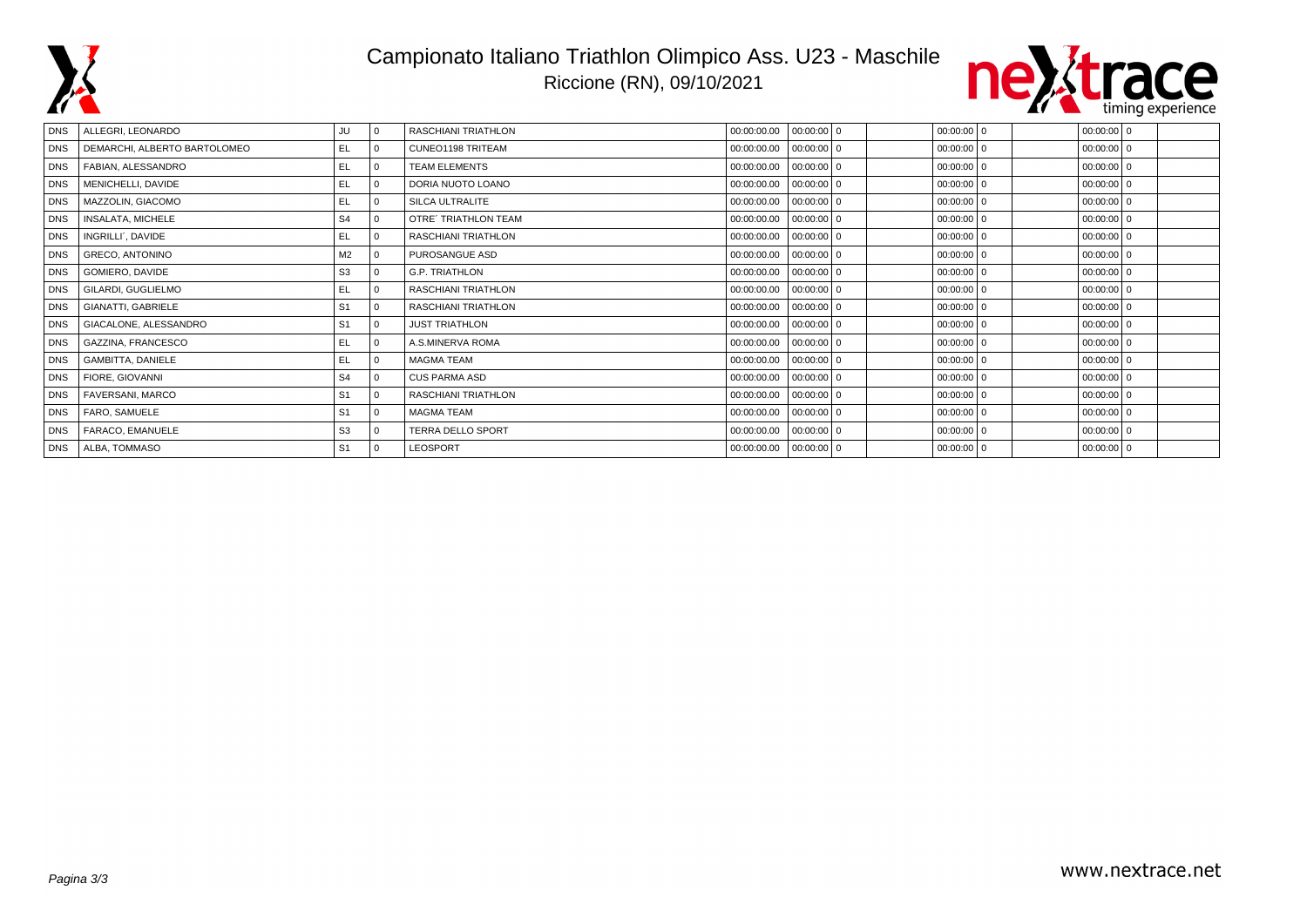# Campionato Italiano Triathlon Olimpico Ass. U23 - Maschile

Riccione (RN), 09/10/2021

| | | | | | | | | | | | | | |
|---|---|---|---|---|---|---|---|---|---|---|---|---|---|
| DNS | ALLEGRI, LEONARDO | JU | 0 | RASCHIANI TRIATHLON | 00:00:00.00 | 00:00:00 | 0 | | 00:00:00 | 0 | | 00:00:00 | 0 |
| DNS | DEMARCHI, ALBERTO BARTOLOMEO | EL | 0 | CUNEO1198 TRITEAM | 00:00:00.00 | 00:00:00 | 0 | | 00:00:00 | 0 | | 00:00:00 | 0 |
| DNS | FABIAN, ALESSANDRO | EL | 0 | TEAM ELEMENTS | 00:00:00.00 | 00:00:00 | 0 | | 00:00:00 | 0 | | 00:00:00 | 0 |
| DNS | MENICHELLI, DAVIDE | EL | 0 | DORIA NUOTO LOANO | 00:00:00.00 | 00:00:00 | 0 | | 00:00:00 | 0 | | 00:00:00 | 0 |
| DNS | MAZZOLIN, GIACOMO | EL | 0 | SILCA ULTRALITE | 00:00:00.00 | 00:00:00 | 0 | | 00:00:00 | 0 | | 00:00:00 | 0 |
| DNS | INSALATA, MICHELE | S4 | 0 | OTRE´ TRIATHLON TEAM | 00:00:00.00 | 00:00:00 | 0 | | 00:00:00 | 0 | | 00:00:00 | 0 |
| DNS | INGRILLI´, DAVIDE | EL | 0 | RASCHIANI TRIATHLON | 00:00:00.00 | 00:00:00 | 0 | | 00:00:00 | 0 | | 00:00:00 | 0 |
| DNS | GRECO, ANTONINO | M2 | 0 | PUROSANGUE ASD | 00:00:00.00 | 00:00:00 | 0 | | 00:00:00 | 0 | | 00:00:00 | 0 |
| DNS | GOMIERO, DAVIDE | S3 | 0 | G.P. TRIATHLON | 00:00:00.00 | 00:00:00 | 0 | | 00:00:00 | 0 | | 00:00:00 | 0 |
| DNS | GILARDI, GUGLIELMO | EL | 0 | RASCHIANI TRIATHLON | 00:00:00.00 | 00:00:00 | 0 | | 00:00:00 | 0 | | 00:00:00 | 0 |
| DNS | GIANATTI, GABRIELE | S1 | 0 | RASCHIANI TRIATHLON | 00:00:00.00 | 00:00:00 | 0 | | 00:00:00 | 0 | | 00:00:00 | 0 |
| DNS | GIACALONE, ALESSANDRO | S1 | 0 | JUST TRIATHLON | 00:00:00.00 | 00:00:00 | 0 | | 00:00:00 | 0 | | 00:00:00 | 0 |
| DNS | GAZZINA, FRANCESCO | EL | 0 | A.S.MINERVA ROMA | 00:00:00.00 | 00:00:00 | 0 | | 00:00:00 | 0 | | 00:00:00 | 0 |
| DNS | GAMBITTA, DANIELE | EL | 0 | MAGMA TEAM | 00:00:00.00 | 00:00:00 | 0 | | 00:00:00 | 0 | | 00:00:00 | 0 |
| DNS | FIORE, GIOVANNI | S4 | 0 | CUS PARMA ASD | 00:00:00.00 | 00:00:00 | 0 | | 00:00:00 | 0 | | 00:00:00 | 0 |
| DNS | FAVERSANI, MARCO | S1 | 0 | RASCHIANI TRIATHLON | 00:00:00.00 | 00:00:00 | 0 | | 00:00:00 | 0 | | 00:00:00 | 0 |
| DNS | FARO, SAMUELE | S1 | 0 | MAGMA TEAM | 00:00:00.00 | 00:00:00 | 0 | | 00:00:00 | 0 | | 00:00:00 | 0 |
| DNS | FARACO, EMANUELE | S3 | 0 | TERRA DELLO SPORT | 00:00:00.00 | 00:00:00 | 0 | | 00:00:00 | 0 | | 00:00:00 | 0 |
| DNS | ALBA, TOMMASO | S1 | 0 | LEOSPORT | 00:00:00.00 | 00:00:00 | 0 | | 00:00:00 | 0 | | 00:00:00 | 0 |

www.nextrace.net